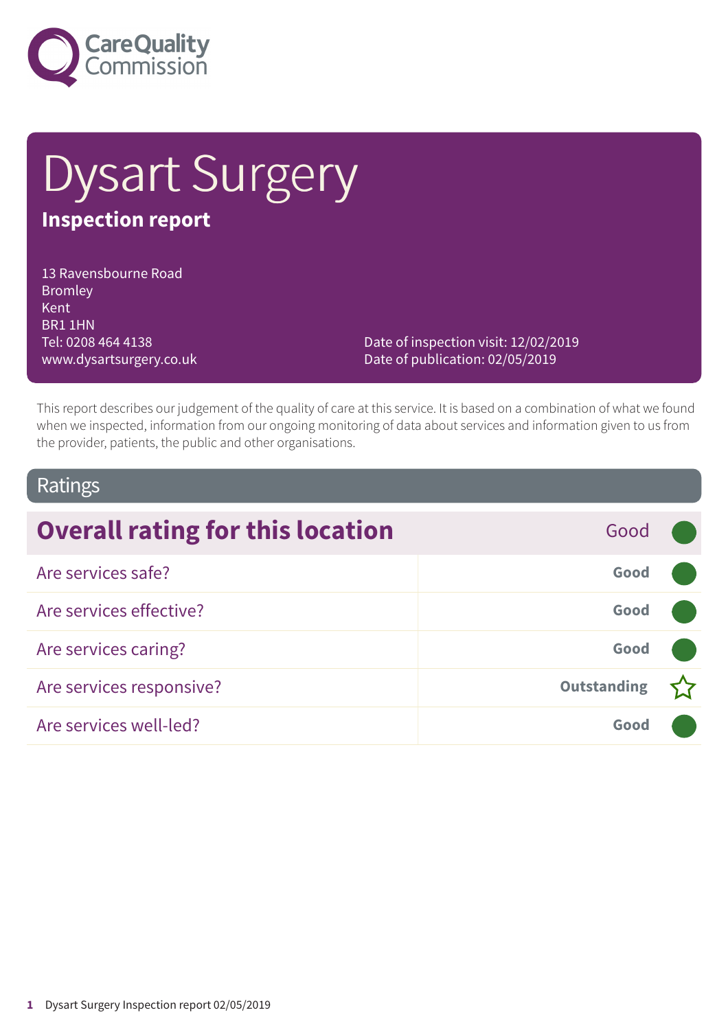# Dysart Surgery

## Inspection report

13 Ravensbourne Road
Bromley
Kent
BR1 1HN
Tel: 0208 464 4138
www.dysartsurgery.co.uk

Date of inspection visit: 12/02/2019
Date of publication: 02/05/2019

This report describes our judgement of the quality of care at this service. It is based on a combination of what we found when we inspected, information from our ongoing monitoring of data about services and information given to us from the provider, patients, the public and other organisations.

## Ratings

| Overall rating for this location | Good |
|---|---|
| Are services safe? | Good |
| Are services effective? | Good |
| Are services caring? | Good |
| Are services responsive? | Outstanding ☆ |
| Are services well-led? | Good |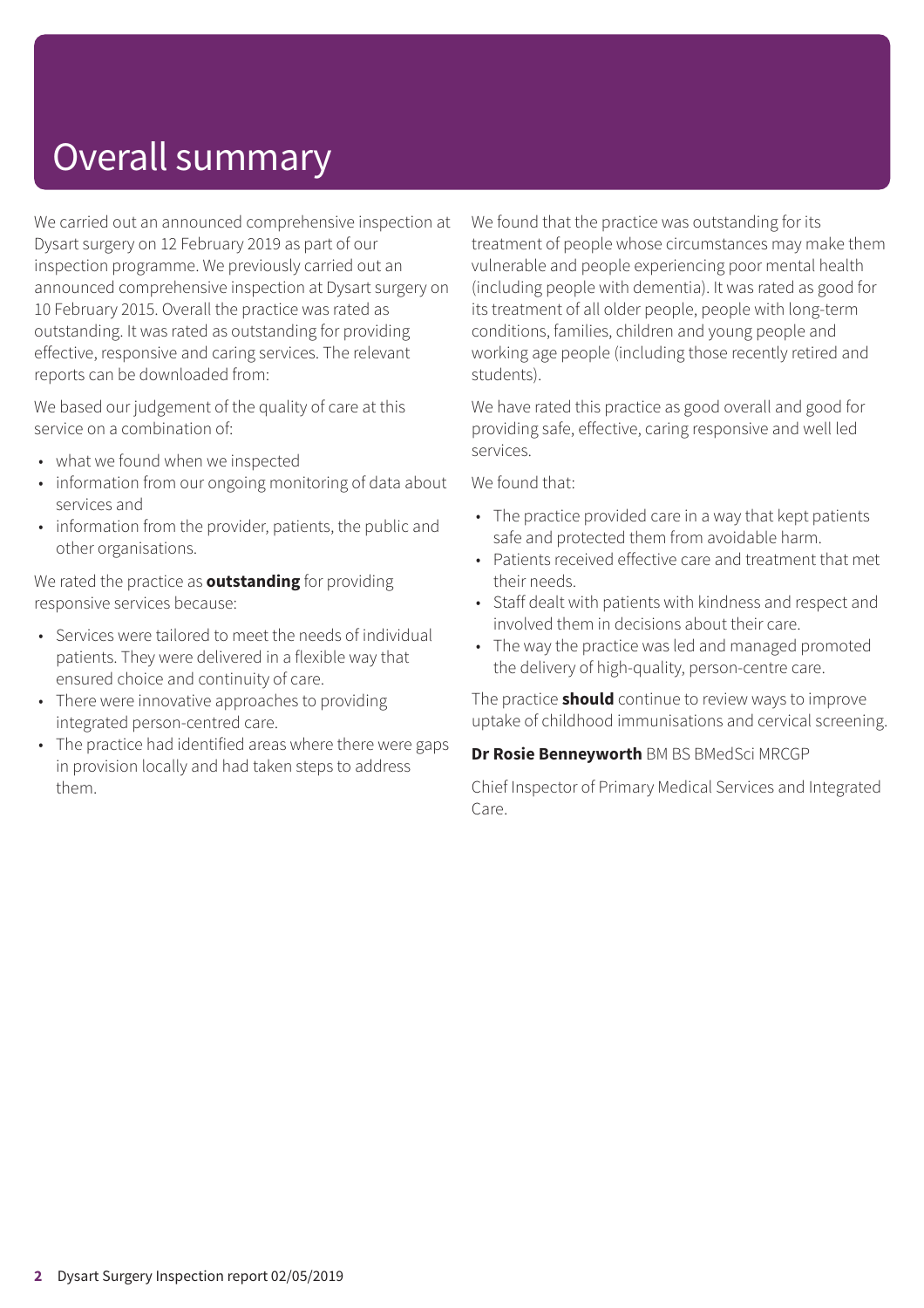# Overall summary

We carried out an announced comprehensive inspection at Dysart surgery on 12 February 2019 as part of our inspection programme. We previously carried out an announced comprehensive inspection at Dysart surgery on 10 February 2015. Overall the practice was rated as outstanding. It was rated as outstanding for providing effective, responsive and caring services. The relevant reports can be downloaded from:

We based our judgement of the quality of care at this service on a combination of:

- what we found when we inspected
- information from our ongoing monitoring of data about services and
- information from the provider, patients, the public and other organisations.

We rated the practice as **outstanding** for providing responsive services because:

- Services were tailored to meet the needs of individual patients. They were delivered in a flexible way that ensured choice and continuity of care.
- There were innovative approaches to providing integrated person-centred care.
- The practice had identified areas where there were gaps in provision locally and had taken steps to address them.

We found that the practice was outstanding for its treatment of people whose circumstances may make them vulnerable and people experiencing poor mental health (including people with dementia). It was rated as good for its treatment of all older people, people with long-term conditions, families, children and young people and working age people (including those recently retired and students).

We have rated this practice as good overall and good for providing safe, effective, caring responsive and well led services.

We found that:

- The practice provided care in a way that kept patients safe and protected them from avoidable harm.
- Patients received effective care and treatment that met their needs.
- Staff dealt with patients with kindness and respect and involved them in decisions about their care.
- The way the practice was led and managed promoted the delivery of high-quality, person-centre care.

The practice **should** continue to review ways to improve uptake of childhood immunisations and cervical screening.

**Dr Rosie Benneyworth** BM BS BMedSci MRCGP

Chief Inspector of Primary Medical Services and Integrated Care.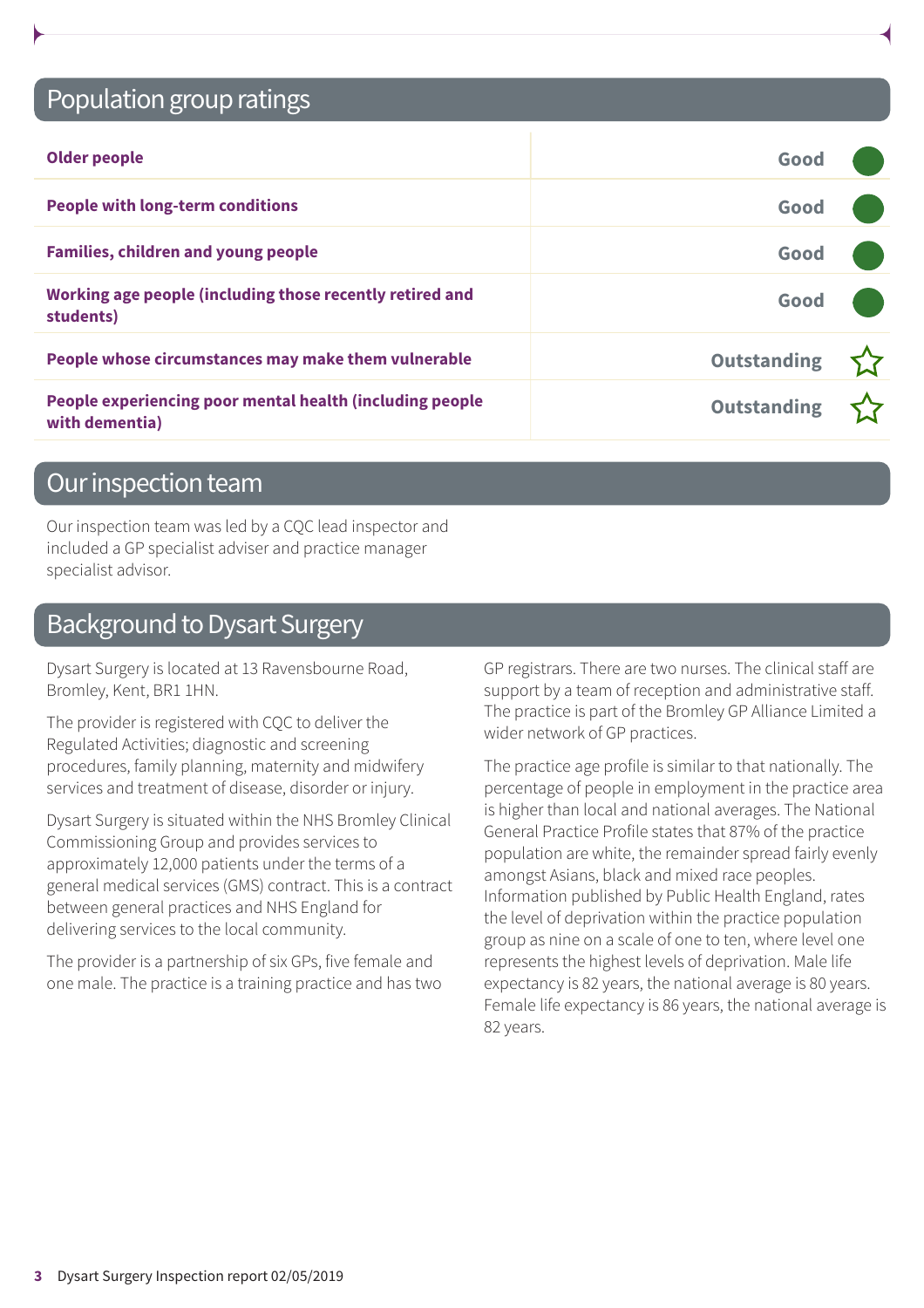## Population group ratings

| | |
|---|---|
| **Older people** | Good |
| **People with long-term conditions** | Good |
| **Families, children and young people** | Good |
| **Working age people (including those recently retired and students)** | Good |
| **People whose circumstances may make them vulnerable** | Outstanding |
| **People experiencing poor mental health (including people with dementia)** | Outstanding |

## Our inspection team

Our inspection team was led by a CQC lead inspector and included a GP specialist adviser and practice manager specialist advisor.

## Background to Dysart Surgery

Dysart Surgery is located at 13 Ravensbourne Road, Bromley, Kent, BR1 1HN.

The provider is registered with CQC to deliver the Regulated Activities; diagnostic and screening procedures, family planning, maternity and midwifery services and treatment of disease, disorder or injury.

Dysart Surgery is situated within the NHS Bromley Clinical Commissioning Group and provides services to approximately 12,000 patients under the terms of a general medical services (GMS) contract. This is a contract between general practices and NHS England for delivering services to the local community.

The provider is a partnership of six GPs, five female and one male. The practice is a training practice and has two GP registrars. There are two nurses. The clinical staff are support by a team of reception and administrative staff. The practice is part of the Bromley GP Alliance Limited a wider network of GP practices.

The practice age profile is similar to that nationally. The percentage of people in employment in the practice area is higher than local and national averages. The National General Practice Profile states that 87% of the practice population are white, the remainder spread fairly evenly amongst Asians, black and mixed race peoples. Information published by Public Health England, rates the level of deprivation within the practice population group as nine on a scale of one to ten, where level one represents the highest levels of deprivation. Male life expectancy is 82 years, the national average is 80 years. Female life expectancy is 86 years, the national average is 82 years.